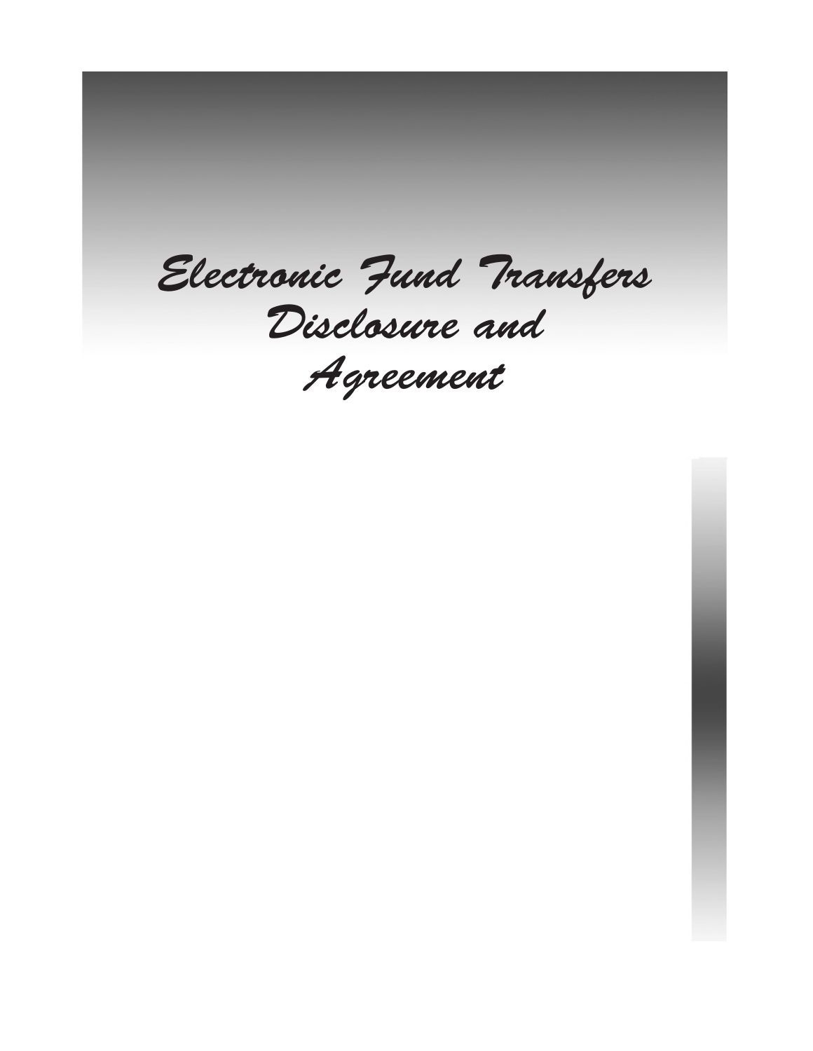# *Electronic Fund Transfers Disclosure and Agreement*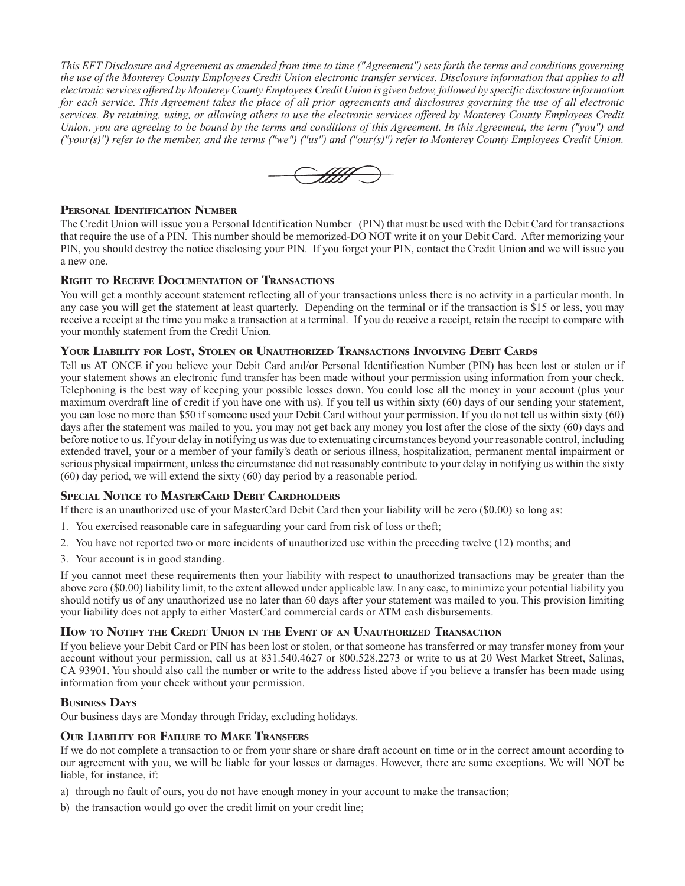*This EFT Disclosure and Agreement as amended from time to time ("Agreement") sets forth the terms and conditions governing the use of the Monterey County Employees Credit Union electronic transfer services. Disclosure information that applies to all electronic services offered by Monterey County Employees Credit Union is given below, followed by specific disclosure information for each service. This Agreement takes the place of all prior agreements and disclosures governing the use of all electronic services. By retaining, using, or allowing others to use the electronic services offered by Monterey County Employees Credit Union, you are agreeing to be bound by the terms and conditions of this Agreement. In this Agreement, the term ("you") and ("your(s)") refer to the member, and the terms ("we") ("us") and ("our(s)") refer to Monterey County Employees Credit Union.*

### Personal Identification Number

The Credit Union will issue you a Personal Identification Number (PIN) that must be used with the Debit Card for transactions that require the use of a PIN. This number should be memorized-DO NOT write it on your Debit Card. After memorizing your PIN, you should destroy the notice disclosing your PIN. If you forget your PIN, contact the Credit Union and we will issue you a new one.

### Right to Receive Documentation of Transactions

You will get a monthly account statement reflecting all of your transactions unless there is no activity in a particular month. In any case you will get the statement at least quarterly. Depending on the terminal or if the transaction is $15 or less, you may receive a receipt at the time you make a transaction at a terminal. If you do receive a receipt, retain the receipt to compare with your monthly statement from the Credit Union.

### Your Liability for Lost, Stolen or Unauthorized Transactions Involving Debit Cards

Tell us AT ONCE if you believe your Debit Card and/or Personal Identification Number (PIN) has been lost or stolen or if your statement shows an electronic fund transfer has been made without your permission using information from your check. Telephoning is the best way of keeping your possible losses down. You could lose all the money in your account (plus your maximum overdraft line of credit if you have one with us). If you tell us within sixty (60) days of our sending your statement, you can lose no more than $50 if someone used your Debit Card without your permission. If you do not tell us within sixty (60) days after the statement was mailed to you, you may not get back any money you lost after the close of the sixty (60) days and before notice to us. If your delay in notifying us was due to extenuating circumstances beyond your reasonable control, including extended travel, your or a member of your family's death or serious illness, hospitalization, permanent mental impairment or serious physical impairment, unless the circumstance did not reasonably contribute to your delay in notifying us within the sixty (60) day period, we will extend the sixty (60) day period by a reasonable period.

### Special Notice to MasterCard Debit Cardholders

If there is an unauthorized use of your MasterCard Debit Card then your liability will be zero ($0.00) so long as:

1. You exercised reasonable care in safeguarding your card from risk of loss or theft;
2. You have not reported two or more incidents of unauthorized use within the preceding twelve (12) months; and
3. Your account is in good standing.

If you cannot meet these requirements then your liability with respect to unauthorized transactions may be greater than the above zero ($0.00) liability limit, to the extent allowed under applicable law. In any case, to minimize your potential liability you should notify us of any unauthorized use no later than 60 days after your statement was mailed to you. This provision limiting your liability does not apply to either MasterCard commercial cards or ATM cash disbursements.

### How to Notify the Credit Union in the Event of an Unauthorized Transaction

If you believe your Debit Card or PIN has been lost or stolen, or that someone has transferred or may transfer money from your account without your permission, call us at 831.540.4627 or 800.528.2273 or write to us at 20 West Market Street, Salinas, CA 93901. You should also call the number or write to the address listed above if you believe a transfer has been made using information from your check without your permission.

### Business Days

Our business days are Monday through Friday, excluding holidays.

### Our Liability for Failure to Make Transfers

If we do not complete a transaction to or from your share or share draft account on time or in the correct amount according to our agreement with you, we will be liable for your losses or damages. However, there are some exceptions. We will NOT be liable, for instance, if:

a) through no fault of ours, you do not have enough money in your account to make the transaction;

b) the transaction would go over the credit limit on your credit line;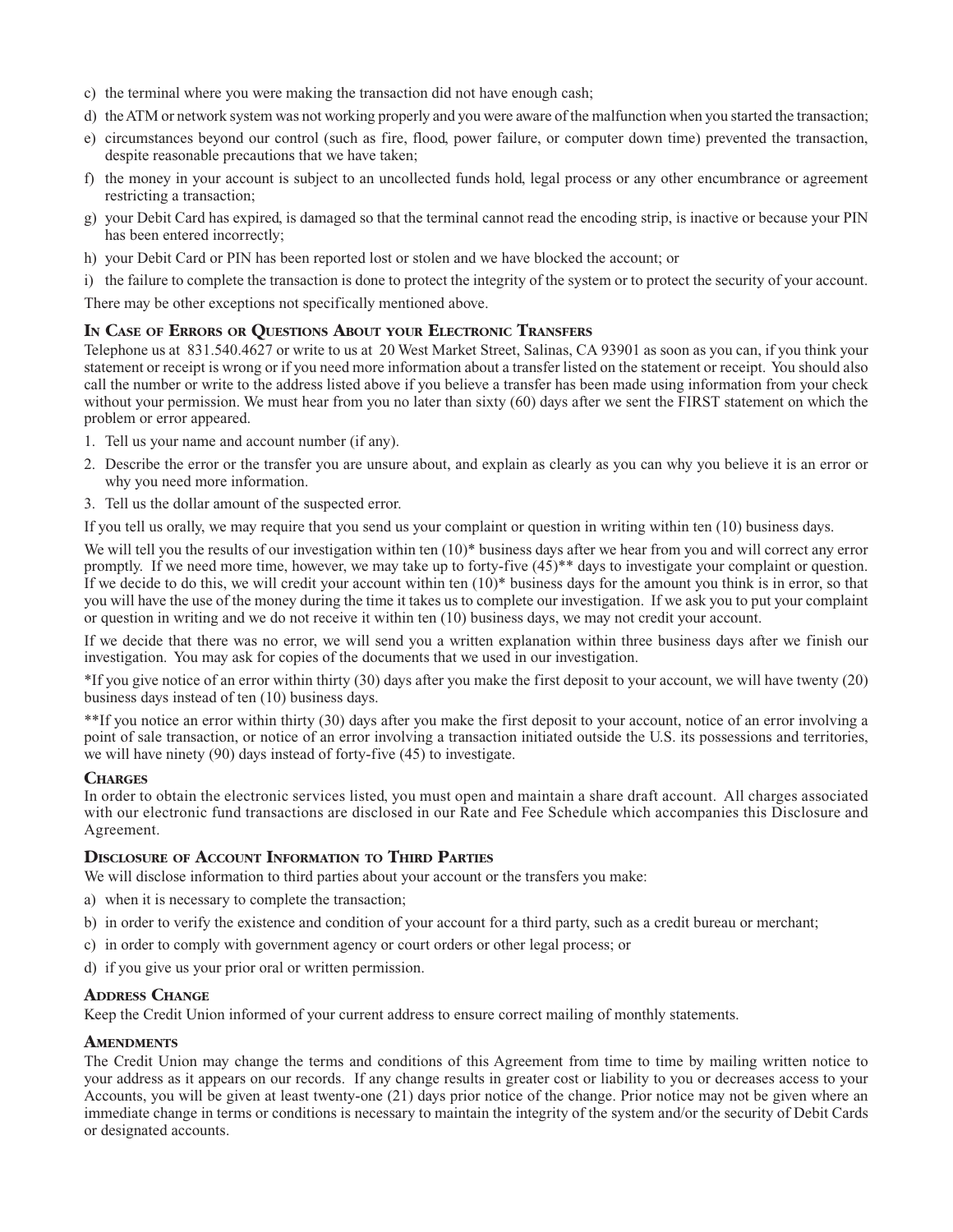c) the terminal where you were making the transaction did not have enough cash;

d) the ATM or network system was not working properly and you were aware of the malfunction when you started the transaction;

e) circumstances beyond our control (such as fire, flood, power failure, or computer down time) prevented the transaction, despite reasonable precautions that we have taken;

f) the money in your account is subject to an uncollected funds hold, legal process or any other encumbrance or agreement restricting a transaction;

g) your Debit Card has expired, is damaged so that the terminal cannot read the encoding strip, is inactive or because your PIN has been entered incorrectly;

h) your Debit Card or PIN has been reported lost or stolen and we have blocked the account; or

i) the failure to complete the transaction is done to protect the integrity of the system or to protect the security of your account.

There may be other exceptions not specifically mentioned above.

### In Case of Errors or Questions About your Electronic Transfers

Telephone us at 831.540.4627 or write to us at 20 West Market Street, Salinas, CA 93901 as soon as you can, if you think your statement or receipt is wrong or if you need more information about a transfer listed on the statement or receipt. You should also call the number or write to the address listed above if you believe a transfer has been made using information from your check without your permission. We must hear from you no later than sixty (60) days after we sent the FIRST statement on which the problem or error appeared.

1. Tell us your name and account number (if any).
2. Describe the error or the transfer you are unsure about, and explain as clearly as you can why you believe it is an error or why you need more information.
3. Tell us the dollar amount of the suspected error.

If you tell us orally, we may require that you send us your complaint or question in writing within ten (10) business days.

We will tell you the results of our investigation within ten (10)* business days after we hear from you and will correct any error promptly. If we need more time, however, we may take up to forty-five (45)** days to investigate your complaint or question. If we decide to do this, we will credit your account within ten (10)* business days for the amount you think is in error, so that you will have the use of the money during the time it takes us to complete our investigation. If we ask you to put your complaint or question in writing and we do not receive it within ten (10) business days, we may not credit your account.

If we decide that there was no error, we will send you a written explanation within three business days after we finish our investigation. You may ask for copies of the documents that we used in our investigation.

*If you give notice of an error within thirty (30) days after you make the first deposit to your account, we will have twenty (20) business days instead of ten (10) business days.

**If you notice an error within thirty (30) days after you make the first deposit to your account, notice of an error involving a point of sale transaction, or notice of an error involving a transaction initiated outside the U.S. its possessions and territories, we will have ninety (90) days instead of forty-five (45) to investigate.

### Charges

In order to obtain the electronic services listed, you must open and maintain a share draft account. All charges associated with our electronic fund transactions are disclosed in our Rate and Fee Schedule which accompanies this Disclosure and Agreement.

### Disclosure of Account Information to Third Parties

We will disclose information to third parties about your account or the transfers you make:

a) when it is necessary to complete the transaction;

b) in order to verify the existence and condition of your account for a third party, such as a credit bureau or merchant;

c) in order to comply with government agency or court orders or other legal process; or

d) if you give us your prior oral or written permission.

### Address Change

Keep the Credit Union informed of your current address to ensure correct mailing of monthly statements.

### Amendments

The Credit Union may change the terms and conditions of this Agreement from time to time by mailing written notice to your address as it appears on our records. If any change results in greater cost or liability to you or decreases access to your Accounts, you will be given at least twenty-one (21) days prior notice of the change. Prior notice may not be given where an immediate change in terms or conditions is necessary to maintain the integrity of the system and/or the security of Debit Cards or designated accounts.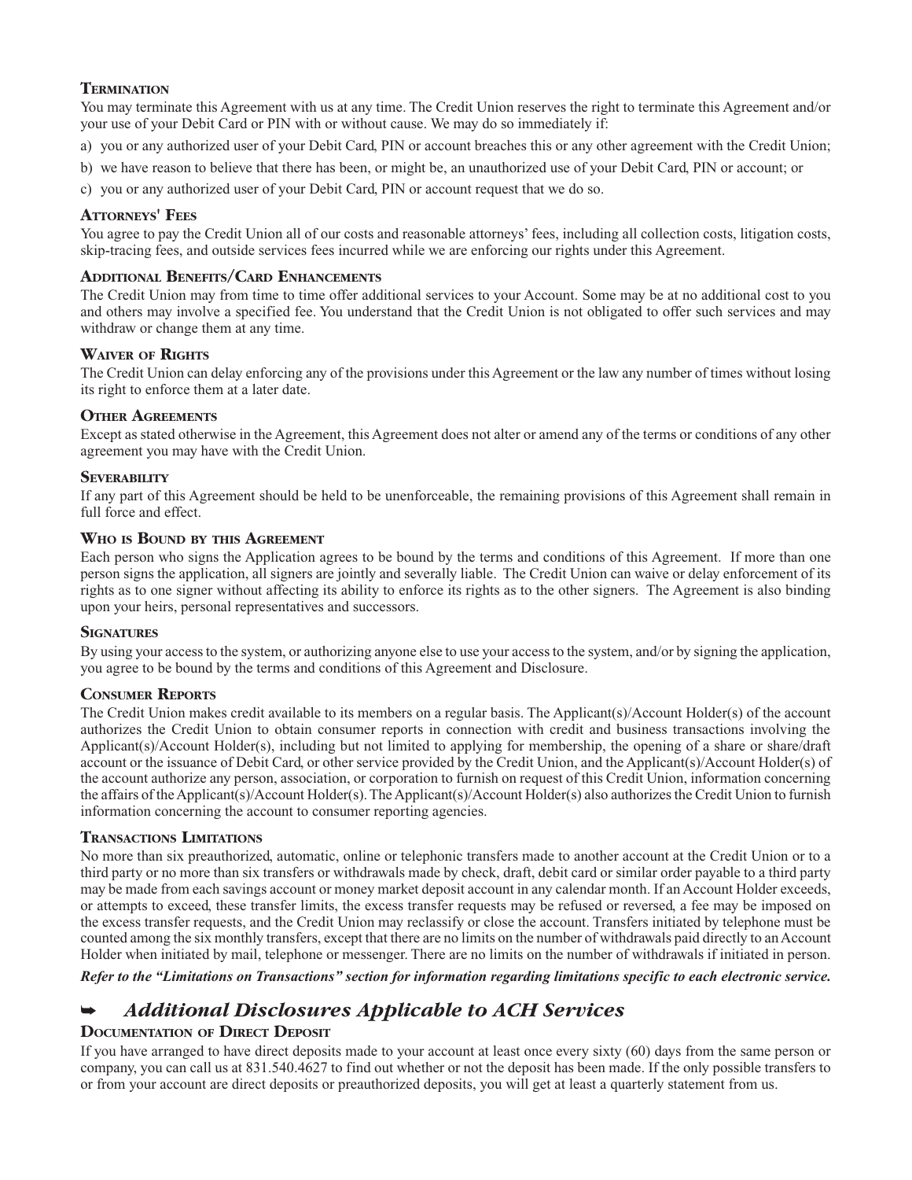### Termination

You may terminate this Agreement with us at any time. The Credit Union reserves the right to terminate this Agreement and/or your use of your Debit Card or PIN with or without cause. We may do so immediately if:

a) you or any authorized user of your Debit Card, PIN or account breaches this or any other agreement with the Credit Union;

b) we have reason to believe that there has been, or might be, an unauthorized use of your Debit Card, PIN or account; or

c) you or any authorized user of your Debit Card, PIN or account request that we do so.

### Attorneys' Fees

You agree to pay the Credit Union all of our costs and reasonable attorneys' fees, including all collection costs, litigation costs, skip-tracing fees, and outside services fees incurred while we are enforcing our rights under this Agreement.

### Additional Benefits/Card Enhancements

The Credit Union may from time to time offer additional services to your Account. Some may be at no additional cost to you and others may involve a specified fee. You understand that the Credit Union is not obligated to offer such services and may withdraw or change them at any time.

### Waiver of Rights

The Credit Union can delay enforcing any of the provisions under this Agreement or the law any number of times without losing its right to enforce them at a later date.

### Other Agreements

Except as stated otherwise in the Agreement, this Agreement does not alter or amend any of the terms or conditions of any other agreement you may have with the Credit Union.

### Severability

If any part of this Agreement should be held to be unenforceable, the remaining provisions of this Agreement shall remain in full force and effect.

### Who is Bound by this Agreement

Each person who signs the Application agrees to be bound by the terms and conditions of this Agreement. If more than one person signs the application, all signers are jointly and severally liable. The Credit Union can waive or delay enforcement of its rights as to one signer without affecting its ability to enforce its rights as to the other signers. The Agreement is also binding upon your heirs, personal representatives and successors.

### Signatures

By using your access to the system, or authorizing anyone else to use your access to the system, and/or by signing the application, you agree to be bound by the terms and conditions of this Agreement and Disclosure.

### Consumer Reports

The Credit Union makes credit available to its members on a regular basis. The Applicant(s)/Account Holder(s) of the account authorizes the Credit Union to obtain consumer reports in connection with credit and business transactions involving the Applicant(s)/Account Holder(s), including but not limited to applying for membership, the opening of a share or share/draft account or the issuance of Debit Card, or other service provided by the Credit Union, and the Applicant(s)/Account Holder(s) of the account authorize any person, association, or corporation to furnish on request of this Credit Union, information concerning the affairs of the Applicant(s)/Account Holder(s). The Applicant(s)/Account Holder(s) also authorizes the Credit Union to furnish information concerning the account to consumer reporting agencies.

### Transactions Limitations

No more than six preauthorized, automatic, online or telephonic transfers made to another account at the Credit Union or to a third party or no more than six transfers or withdrawals made by check, draft, debit card or similar order payable to a third party may be made from each savings account or money market deposit account in any calendar month. If an Account Holder exceeds, or attempts to exceed, these transfer limits, the excess transfer requests may be refused or reversed, a fee may be imposed on the excess transfer requests, and the Credit Union may reclassify or close the account. Transfers initiated by telephone must be counted among the six monthly transfers, except that there are no limits on the number of withdrawals paid directly to an Account Holder when initiated by mail, telephone or messenger. There are no limits on the number of withdrawals if initiated in person.

***Refer to the "Limitations on Transactions" section for information regarding limitations specific to each electronic service.***

## ➥ *Additional Disclosures Applicable to ACH Services*

### Documentation of Direct Deposit

If you have arranged to have direct deposits made to your account at least once every sixty (60) days from the same person or company, you can call us at 831.540.4627 to find out whether or not the deposit has been made. If the only possible transfers to or from your account are direct deposits or preauthorized deposits, you will get at least a quarterly statement from us.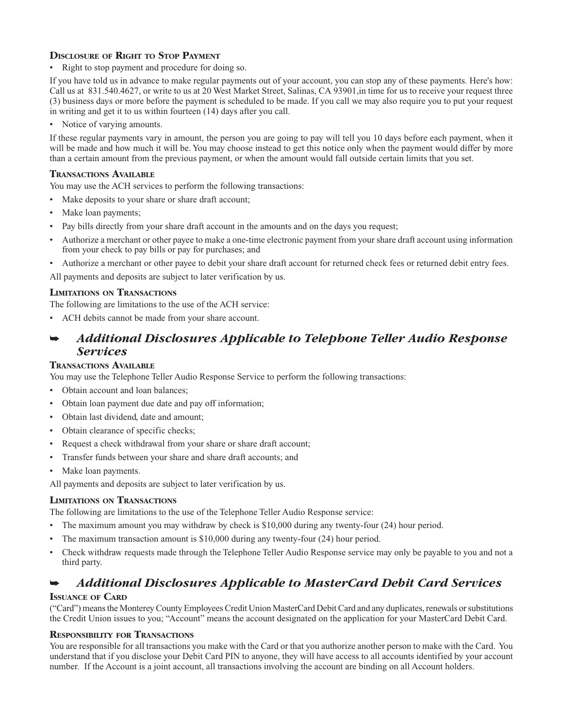### Disclosure of Right to Stop Payment

- Right to stop payment and procedure for doing so.

If you have told us in advance to make regular payments out of your account, you can stop any of these payments. Here's how: Call us at 831.540.4627, or write to us at 20 West Market Street, Salinas, CA 93901,in time for us to receive your request three (3) business days or more before the payment is scheduled to be made. If you call we may also require you to put your request in writing and get it to us within fourteen (14) days after you call.

- Notice of varying amounts.

If these regular payments vary in amount, the person you are going to pay will tell you 10 days before each payment, when it will be made and how much it will be. You may choose instead to get this notice only when the payment would differ by more than a certain amount from the previous payment, or when the amount would fall outside certain limits that you set.

### Transactions Available

You may use the ACH services to perform the following transactions:

- Make deposits to your share or share draft account;
- Make loan payments;
- Pay bills directly from your share draft account in the amounts and on the days you request;
- Authorize a merchant or other payee to make a one-time electronic payment from your share draft account using information from your check to pay bills or pay for purchases; and
- Authorize a merchant or other payee to debit your share draft account for returned check fees or returned debit entry fees.

All payments and deposits are subject to later verification by us.

### Limitations on Transactions

The following are limitations to the use of the ACH service:

- ACH debits cannot be made from your share account.

## ➥ *Additional Disclosures Applicable to Telephone Teller Audio Response Services*

### Transactions Available

You may use the Telephone Teller Audio Response Service to perform the following transactions:

- Obtain account and loan balances;
- Obtain loan payment due date and pay off information;
- Obtain last dividend, date and amount;
- Obtain clearance of specific checks;
- Request a check withdrawal from your share or share draft account;
- Transfer funds between your share and share draft accounts; and
- Make loan payments.

All payments and deposits are subject to later verification by us.

### Limitations on Transactions

The following are limitations to the use of the Telephone Teller Audio Response service:

- The maximum amount you may withdraw by check is $10,000 during any twenty-four (24) hour period.
- The maximum transaction amount is $10,000 during any twenty-four (24) hour period.
- Check withdraw requests made through the Telephone Teller Audio Response service may only be payable to you and not a third party.

## ➥ *Additional Disclosures Applicable to MasterCard Debit Card Services*

### Issuance of Card

("Card") means the Monterey County Employees Credit Union MasterCard Debit Card and any duplicates, renewals or substitutions the Credit Union issues to you; "Account" means the account designated on the application for your MasterCard Debit Card.

### Responsibility for Transactions

You are responsible for all transactions you make with the Card or that you authorize another person to make with the Card. You understand that if you disclose your Debit Card PIN to anyone, they will have access to all accounts identified by your account number. If the Account is a joint account, all transactions involving the account are binding on all Account holders.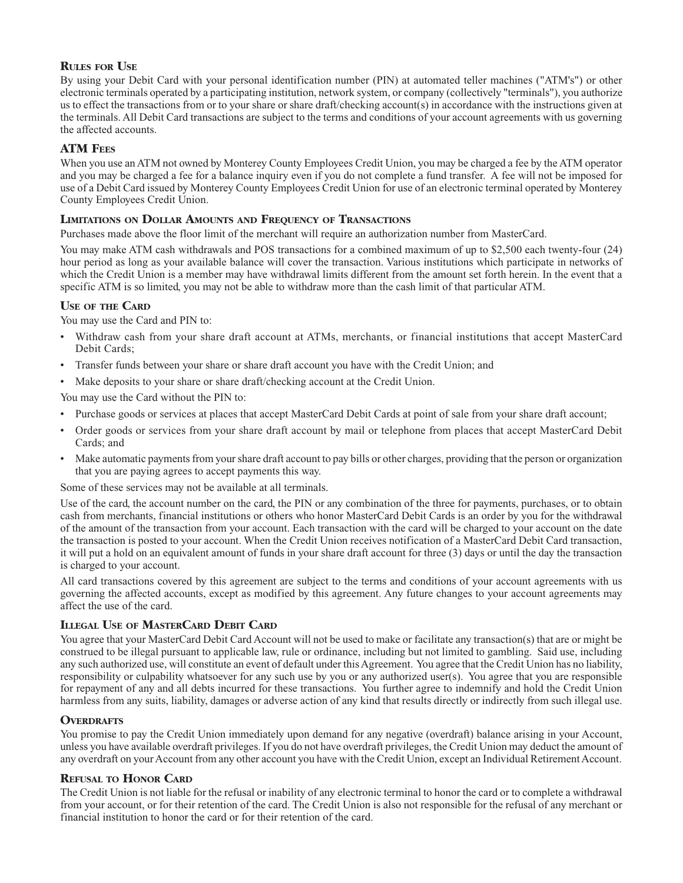## Rules for Use

By using your Debit Card with your personal identification number (PIN) at automated teller machines ("ATM's") or other electronic terminals operated by a participating institution, network system, or company (collectively "terminals"), you authorize us to effect the transactions from or to your share or share draft/checking account(s) in accordance with the instructions given at the terminals. All Debit Card transactions are subject to the terms and conditions of your account agreements with us governing the affected accounts.

## ATM Fees

When you use an ATM not owned by Monterey County Employees Credit Union, you may be charged a fee by the ATM operator and you may be charged a fee for a balance inquiry even if you do not complete a fund transfer. A fee will not be imposed for use of a Debit Card issued by Monterey County Employees Credit Union for use of an electronic terminal operated by Monterey County Employees Credit Union.

## Limitations on Dollar Amounts and Frequency of Transactions

Purchases made above the floor limit of the merchant will require an authorization number from MasterCard.

You may make ATM cash withdrawals and POS transactions for a combined maximum of up to $2,500 each twenty-four (24) hour period as long as your available balance will cover the transaction. Various institutions which participate in networks of which the Credit Union is a member may have withdrawal limits different from the amount set forth herein. In the event that a specific ATM is so limited, you may not be able to withdraw more than the cash limit of that particular ATM.

## Use of the Card

You may use the Card and PIN to:

- Withdraw cash from your share draft account at ATMs, merchants, or financial institutions that accept MasterCard Debit Cards;
- Transfer funds between your share or share draft account you have with the Credit Union; and
- Make deposits to your share or share draft/checking account at the Credit Union.

You may use the Card without the PIN to:

- Purchase goods or services at places that accept MasterCard Debit Cards at point of sale from your share draft account;
- Order goods or services from your share draft account by mail or telephone from places that accept MasterCard Debit Cards; and
- Make automatic payments from your share draft account to pay bills or other charges, providing that the person or organization that you are paying agrees to accept payments this way.

Some of these services may not be available at all terminals.

Use of the card, the account number on the card, the PIN or any combination of the three for payments, purchases, or to obtain cash from merchants, financial institutions or others who honor MasterCard Debit Cards is an order by you for the withdrawal of the amount of the transaction from your account. Each transaction with the card will be charged to your account on the date the transaction is posted to your account. When the Credit Union receives notification of a MasterCard Debit Card transaction, it will put a hold on an equivalent amount of funds in your share draft account for three (3) days or until the day the transaction is charged to your account.

All card transactions covered by this agreement are subject to the terms and conditions of your account agreements with us governing the affected accounts, except as modified by this agreement. Any future changes to your account agreements may affect the use of the card.

## Illegal Use of MasterCard Debit Card

You agree that your MasterCard Debit Card Account will not be used to make or facilitate any transaction(s) that are or might be construed to be illegal pursuant to applicable law, rule or ordinance, including but not limited to gambling. Said use, including any such authorized use, will constitute an event of default under this Agreement. You agree that the Credit Union has no liability, responsibility or culpability whatsoever for any such use by you or any authorized user(s). You agree that you are responsible for repayment of any and all debts incurred for these transactions. You further agree to indemnify and hold the Credit Union harmless from any suits, liability, damages or adverse action of any kind that results directly or indirectly from such illegal use.

## Overdrafts

You promise to pay the Credit Union immediately upon demand for any negative (overdraft) balance arising in your Account, unless you have available overdraft privileges. If you do not have overdraft privileges, the Credit Union may deduct the amount of any overdraft on your Account from any other account you have with the Credit Union, except an Individual Retirement Account.

## Refusal to Honor Card

The Credit Union is not liable for the refusal or inability of any electronic terminal to honor the card or to complete a withdrawal from your account, or for their retention of the card. The Credit Union is also not responsible for the refusal of any merchant or financial institution to honor the card or for their retention of the card.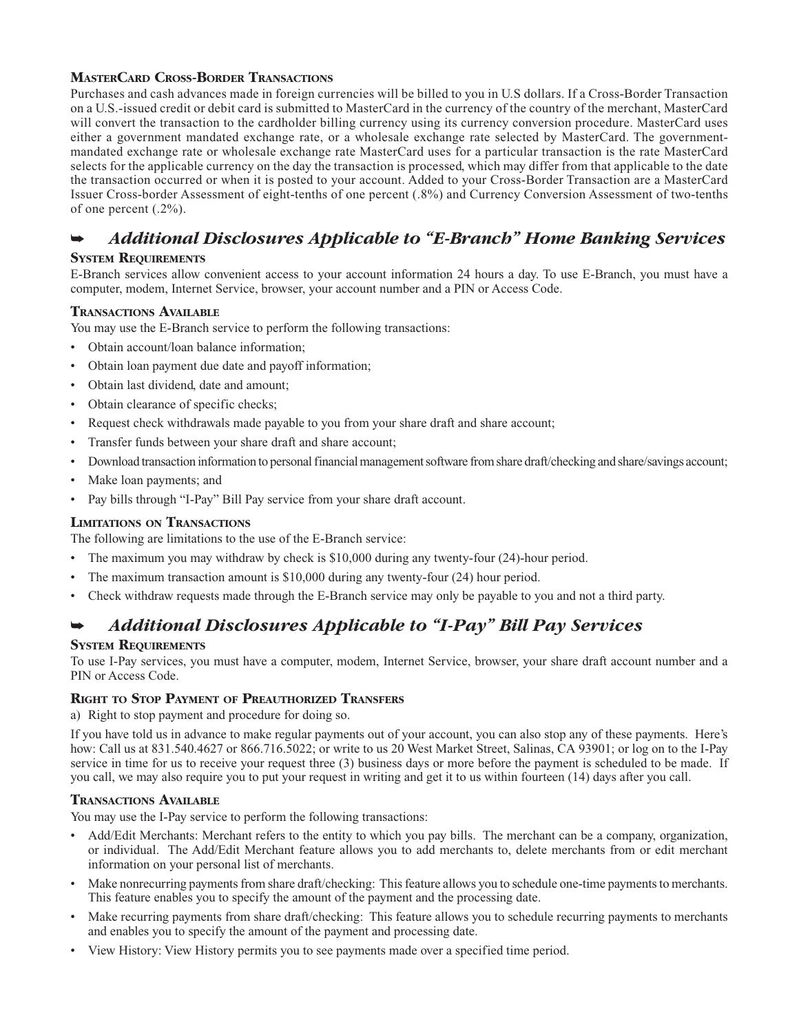### MasterCard Cross-Border Transactions

Purchases and cash advances made in foreign currencies will be billed to you in U.S dollars. If a Cross-Border Transaction on a U.S.-issued credit or debit card is submitted to MasterCard in the currency of the country of the merchant, MasterCard will convert the transaction to the cardholder billing currency using its currency conversion procedure. MasterCard uses either a government mandated exchange rate, or a wholesale exchange rate selected by MasterCard. The government-mandated exchange rate or wholesale exchange rate MasterCard uses for a particular transaction is the rate MasterCard selects for the applicable currency on the day the transaction is processed, which may differ from that applicable to the date the transaction occurred or when it is posted to your account. Added to your Cross-Border Transaction are a MasterCard Issuer Cross-border Assessment of eight-tenths of one percent (.8%) and Currency Conversion Assessment of two-tenths of one percent (.2%).

## ➥ *Additional Disclosures Applicable to "E-Branch" Home Banking Services*

### System Requirements

E-Branch services allow convenient access to your account information 24 hours a day. To use E-Branch, you must have a computer, modem, Internet Service, browser, your account number and a PIN or Access Code.

### Transactions Available

You may use the E-Branch service to perform the following transactions:

- Obtain account/loan balance information;
- Obtain loan payment due date and payoff information;
- Obtain last dividend, date and amount;
- Obtain clearance of specific checks;
- Request check withdrawals made payable to you from your share draft and share account;
- Transfer funds between your share draft and share account;
- Download transaction information to personal financial management software from share draft/checking and share/savings account;
- Make loan payments; and
- Pay bills through "I-Pay" Bill Pay service from your share draft account.

### Limitations on Transactions

The following are limitations to the use of the E-Branch service:

- The maximum you may withdraw by check is $10,000 during any twenty-four (24)-hour period.
- The maximum transaction amount is $10,000 during any twenty-four (24) hour period.
- Check withdraw requests made through the E-Branch service may only be payable to you and not a third party.

## ➥ *Additional Disclosures Applicable to "I-Pay" Bill Pay Services*

### System Requirements

To use I-Pay services, you must have a computer, modem, Internet Service, browser, your share draft account number and a PIN or Access Code.

### Right to Stop Payment of Preauthorized Transfers

a) Right to stop payment and procedure for doing so.

If you have told us in advance to make regular payments out of your account, you can also stop any of these payments. Here's how: Call us at 831.540.4627 or 866.716.5022; or write to us 20 West Market Street, Salinas, CA 93901; or log on to the I-Pay service in time for us to receive your request three (3) business days or more before the payment is scheduled to be made. If you call, we may also require you to put your request in writing and get it to us within fourteen (14) days after you call.

### Transactions Available

You may use the I-Pay service to perform the following transactions:

- Add/Edit Merchants: Merchant refers to the entity to which you pay bills. The merchant can be a company, organization, or individual. The Add/Edit Merchant feature allows you to add merchants to, delete merchants from or edit merchant information on your personal list of merchants.
- Make nonrecurring payments from share draft/checking: This feature allows you to schedule one-time payments to merchants. This feature enables you to specify the amount of the payment and the processing date.
- Make recurring payments from share draft/checking: This feature allows you to schedule recurring payments to merchants and enables you to specify the amount of the payment and processing date.
- View History: View History permits you to see payments made over a specified time period.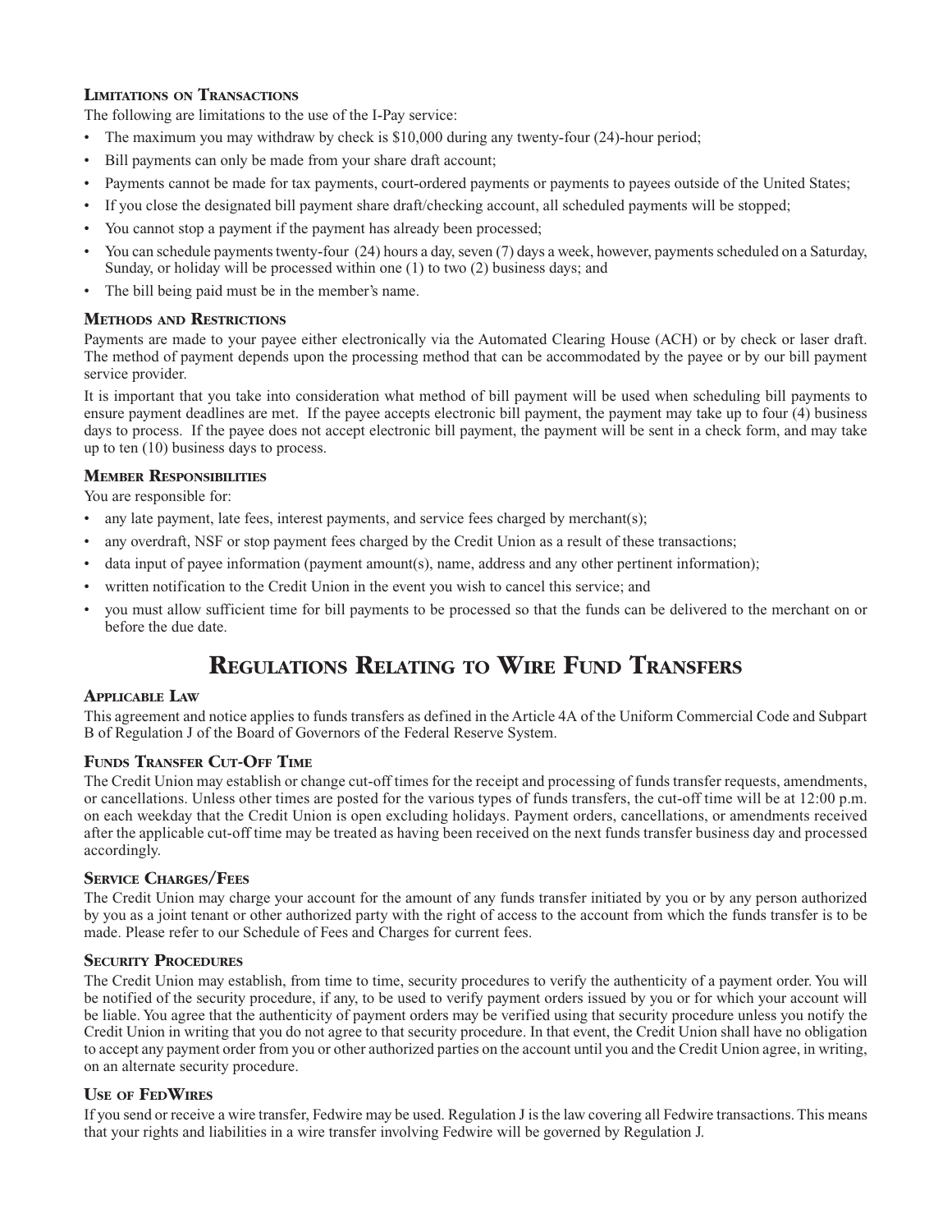### Limitations on Transactions

The following are limitations to the use of the I-Pay service:

- The maximum you may withdraw by check is $10,000 during any twenty-four (24)-hour period;
- Bill payments can only be made from your share draft account;
- Payments cannot be made for tax payments, court-ordered payments or payments to payees outside of the United States;
- If you close the designated bill payment share draft/checking account, all scheduled payments will be stopped;
- You cannot stop a payment if the payment has already been processed;
- You can schedule payments twenty-four (24) hours a day, seven (7) days a week, however, payments scheduled on a Saturday, Sunday, or holiday will be processed within one (1) to two (2) business days; and
- The bill being paid must be in the member's name.

### Methods and Restrictions

Payments are made to your payee either electronically via the Automated Clearing House (ACH) or by check or laser draft. The method of payment depends upon the processing method that can be accommodated by the payee or by our bill payment service provider.

It is important that you take into consideration what method of bill payment will be used when scheduling bill payments to ensure payment deadlines are met. If the payee accepts electronic bill payment, the payment may take up to four (4) business days to process. If the payee does not accept electronic bill payment, the payment will be sent in a check form, and may take up to ten (10) business days to process.

### Member Responsibilities

You are responsible for:

- any late payment, late fees, interest payments, and service fees charged by merchant(s);
- any overdraft, NSF or stop payment fees charged by the Credit Union as a result of these transactions;
- data input of payee information (payment amount(s), name, address and any other pertinent information);
- written notification to the Credit Union in the event you wish to cancel this service; and
- you must allow sufficient time for bill payments to be processed so that the funds can be delivered to the merchant on or before the due date.

## Regulations Relating to Wire Fund Transfers

### Applicable Law

This agreement and notice applies to funds transfers as defined in the Article 4A of the Uniform Commercial Code and Subpart B of Regulation J of the Board of Governors of the Federal Reserve System.

### Funds Transfer Cut-Off Time

The Credit Union may establish or change cut-off times for the receipt and processing of funds transfer requests, amendments, or cancellations. Unless other times are posted for the various types of funds transfers, the cut-off time will be at 12:00 p.m. on each weekday that the Credit Union is open excluding holidays. Payment orders, cancellations, or amendments received after the applicable cut-off time may be treated as having been received on the next funds transfer business day and processed accordingly.

### Service Charges/Fees

The Credit Union may charge your account for the amount of any funds transfer initiated by you or by any person authorized by you as a joint tenant or other authorized party with the right of access to the account from which the funds transfer is to be made. Please refer to our Schedule of Fees and Charges for current fees.

### Security Procedures

The Credit Union may establish, from time to time, security procedures to verify the authenticity of a payment order. You will be notified of the security procedure, if any, to be used to verify payment orders issued by you or for which your account will be liable. You agree that the authenticity of payment orders may be verified using that security procedure unless you notify the Credit Union in writing that you do not agree to that security procedure. In that event, the Credit Union shall have no obligation to accept any payment order from you or other authorized parties on the account until you and the Credit Union agree, in writing, on an alternate security procedure.

### Use of FedWires

If you send or receive a wire transfer, Fedwire may be used. Regulation J is the law covering all Fedwire transactions. This means that your rights and liabilities in a wire transfer involving Fedwire will be governed by Regulation J.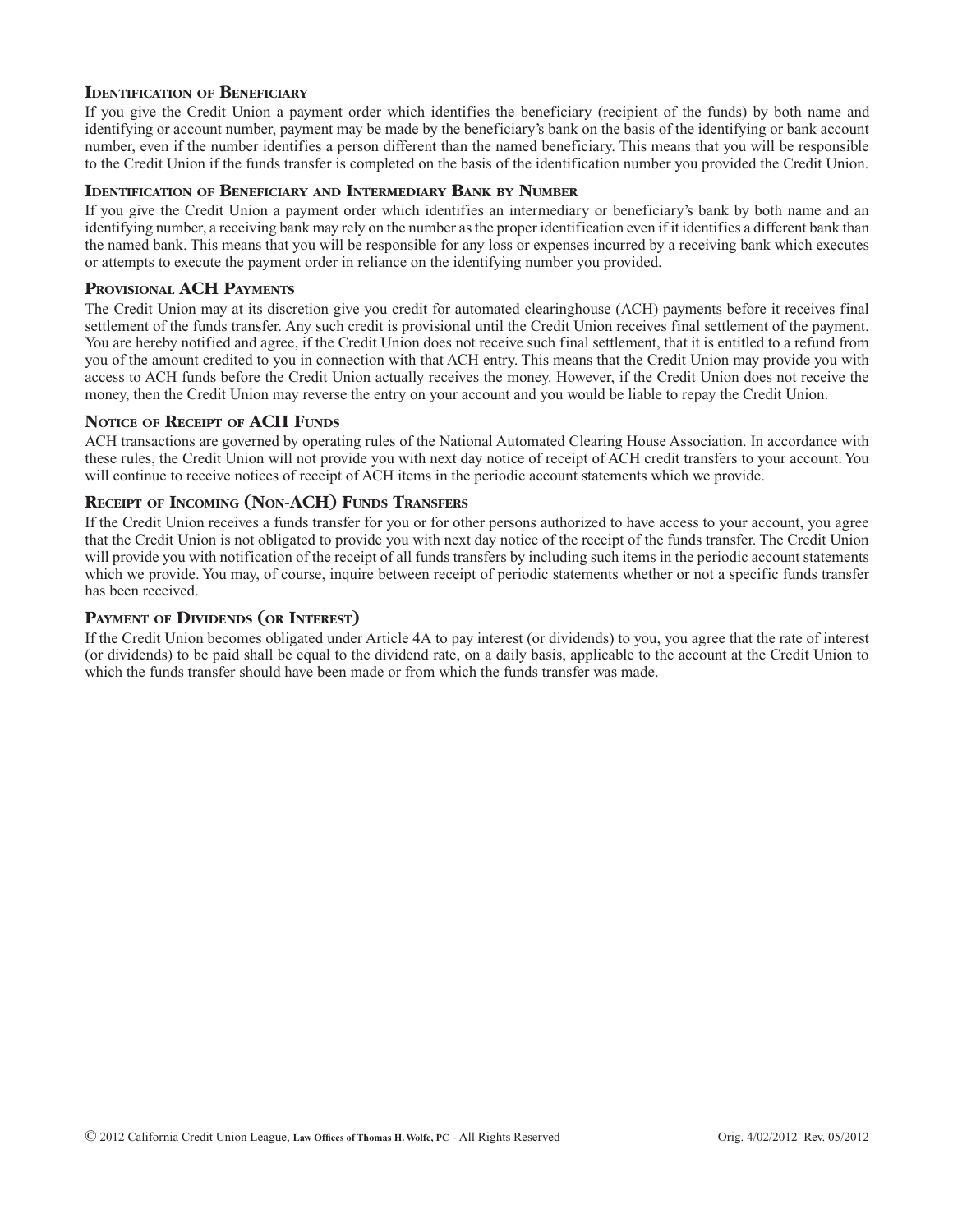### Identification of Beneficiary

If you give the Credit Union a payment order which identifies the beneficiary (recipient of the funds) by both name and identifying or account number, payment may be made by the beneficiary's bank on the basis of the identifying or bank account number, even if the number identifies a person different than the named beneficiary. This means that you will be responsible to the Credit Union if the funds transfer is completed on the basis of the identification number you provided the Credit Union.

### Identification of Beneficiary and Intermediary Bank by Number

If you give the Credit Union a payment order which identifies an intermediary or beneficiary's bank by both name and an identifying number, a receiving bank may rely on the number as the proper identification even if it identifies a different bank than the named bank. This means that you will be responsible for any loss or expenses incurred by a receiving bank which executes or attempts to execute the payment order in reliance on the identifying number you provided.

### Provisional ACH Payments

The Credit Union may at its discretion give you credit for automated clearinghouse (ACH) payments before it receives final settlement of the funds transfer. Any such credit is provisional until the Credit Union receives final settlement of the payment. You are hereby notified and agree, if the Credit Union does not receive such final settlement, that it is entitled to a refund from you of the amount credited to you in connection with that ACH entry. This means that the Credit Union may provide you with access to ACH funds before the Credit Union actually receives the money. However, if the Credit Union does not receive the money, then the Credit Union may reverse the entry on your account and you would be liable to repay the Credit Union.

### Notice of Receipt of ACH Funds

ACH transactions are governed by operating rules of the National Automated Clearing House Association. In accordance with these rules, the Credit Union will not provide you with next day notice of receipt of ACH credit transfers to your account. You will continue to receive notices of receipt of ACH items in the periodic account statements which we provide.

### Receipt of Incoming (Non-ACH) Funds Transfers

If the Credit Union receives a funds transfer for you or for other persons authorized to have access to your account, you agree that the Credit Union is not obligated to provide you with next day notice of the receipt of the funds transfer. The Credit Union will provide you with notification of the receipt of all funds transfers by including such items in the periodic account statements which we provide. You may, of course, inquire between receipt of periodic statements whether or not a specific funds transfer has been received.

### Payment of Dividends (or Interest)

If the Credit Union becomes obligated under Article 4A to pay interest (or dividends) to you, you agree that the rate of interest (or dividends) to be paid shall be equal to the dividend rate, on a daily basis, applicable to the account at the Credit Union to which the funds transfer should have been made or from which the funds transfer was made.

© 2012 California Credit Union League, Law Offices of Thomas H. Wolfe, PC - All Rights Reserved Orig. 4/02/2012 Rev. 05/2012